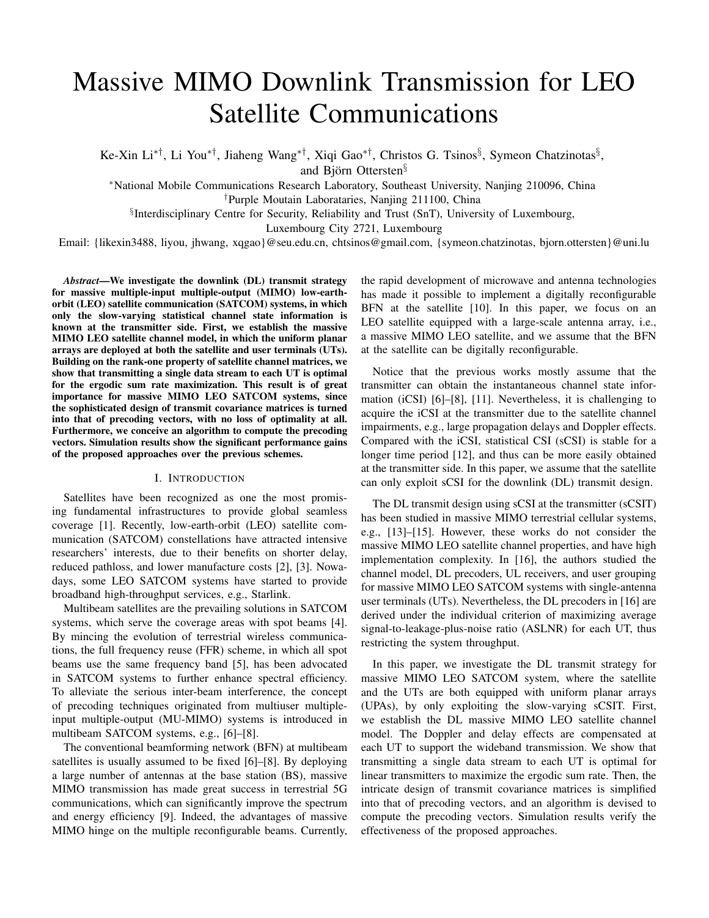# Massive MIMO Downlink Transmission for LEO Satellite Communications

Ke-Xin Li*†, Li You*†, Jiaheng Wang*†, Xiqi Gao*†, Christos G. Tsinos§, Symeon Chatzinotas§, and Björn Ottersten§

*National Mobile Communications Research Laboratory, Southeast University, Nanjing 210096, China

†Purple Moutain Laborataries, Nanjing 211100, China

§Interdisciplinary Centre for Security, Reliability and Trust (SnT), University of Luxembourg, Luxembourg City 2721, Luxembourg

Email: {likexin3488, liyou, jhwang, xqgao}@seu.edu.cn, chtsinos@gmail.com, {symeon.chatzinotas, bjorn.ottersten}@uni.lu

***Abstract*—We investigate the downlink (DL) transmit strategy for massive multiple-input multiple-output (MIMO) low-earth-orbit (LEO) satellite communication (SATCOM) systems, in which only the slow-varying statistical channel state information is known at the transmitter side. First, we establish the massive MIMO LEO satellite channel model, in which the uniform planar arrays are deployed at both the satellite and user terminals (UTs). Building on the rank-one property of satellite channel matrices, we show that transmitting a single data stream to each UT is optimal for the ergodic sum rate maximization. This result is of great importance for massive MIMO LEO SATCOM systems, since the sophisticated design of transmit covariance matrices is turned into that of precoding vectors, with no loss of optimality at all. Furthermore, we conceive an algorithm to compute the precoding vectors. Simulation results show the significant performance gains of the proposed approaches over the previous schemes.**

## I. Introduction

Satellites have been recognized as one the most promising fundamental infrastructures to provide global seamless coverage [1]. Recently, low-earth-orbit (LEO) satellite communication (SATCOM) constellations have attracted intensive researchers' interests, due to their benefits on shorter delay, reduced pathloss, and lower manufacture costs [2], [3]. Nowadays, some LEO SATCOM systems have started to provide broadband high-throughput services, e.g., Starlink.

Multibeam satellites are the prevailing solutions in SATCOM systems, which serve the coverage areas with spot beams [4]. By mincing the evolution of terrestrial wireless communications, the full frequency reuse (FFR) scheme, in which all spot beams use the same frequency band [5], has been advocated in SATCOM systems to further enhance spectral efficiency. To alleviate the serious inter-beam interference, the concept of precoding techniques originated from multiuser multiple-input multiple-output (MU-MIMO) systems is introduced in multibeam SATCOM systems, e.g., [6]–[8].

The conventional beamforming network (BFN) at multibeam satellites is usually assumed to be fixed [6]–[8]. By deploying a large number of antennas at the base station (BS), massive MIMO transmission has made great success in terrestrial 5G communications, which can significantly improve the spectrum and energy efficiency [9]. Indeed, the advantages of massive MIMO hinge on the multiple reconfigurable beams. Currently, the rapid development of microwave and antenna technologies has made it possible to implement a digitally reconfigurable BFN at the satellite [10]. In this paper, we focus on an LEO satellite equipped with a large-scale antenna array, i.e., a massive MIMO LEO satellite, and we assume that the BFN at the satellite can be digitally reconfigurable.

Notice that the previous works mostly assume that the transmitter can obtain the instantaneous channel state information (iCSI) [6]–[8], [11]. Nevertheless, it is challenging to acquire the iCSI at the transmitter due to the satellite channel impairments, e.g., large propagation delays and Doppler effects. Compared with the iCSI, statistical CSI (sCSI) is stable for a longer time period [12], and thus can be more easily obtained at the transmitter side. In this paper, we assume that the satellite can only exploit sCSI for the downlink (DL) transmit design.

The DL transmit design using sCSI at the transmitter (sCSIT) has been studied in massive MIMO terrestrial cellular systems, e.g., [13]–[15]. However, these works do not consider the massive MIMO LEO satellite channel properties, and have high implementation complexity. In [16], the authors studied the channel model, DL precoders, UL receivers, and user grouping for massive MIMO LEO SATCOM systems with single-antenna user terminals (UTs). Nevertheless, the DL precoders in [16] are derived under the individual criterion of maximizing average signal-to-leakage-plus-noise ratio (ASLNR) for each UT, thus restricting the system throughput.

In this paper, we investigate the DL transmit strategy for massive MIMO LEO SATCOM system, where the satellite and the UTs are both equipped with uniform planar arrays (UPAs), by only exploiting the slow-varying sCSIT. First, we establish the DL massive MIMO LEO satellite channel model. The Doppler and delay effects are compensated at each UT to support the wideband transmission. We show that transmitting a single data stream to each UT is optimal for linear transmitters to maximize the ergodic sum rate. Then, the intricate design of transmit covariance matrices is simplified into that of precoding vectors, and an algorithm is devised to compute the precoding vectors. Simulation results verify the effectiveness of the proposed approaches.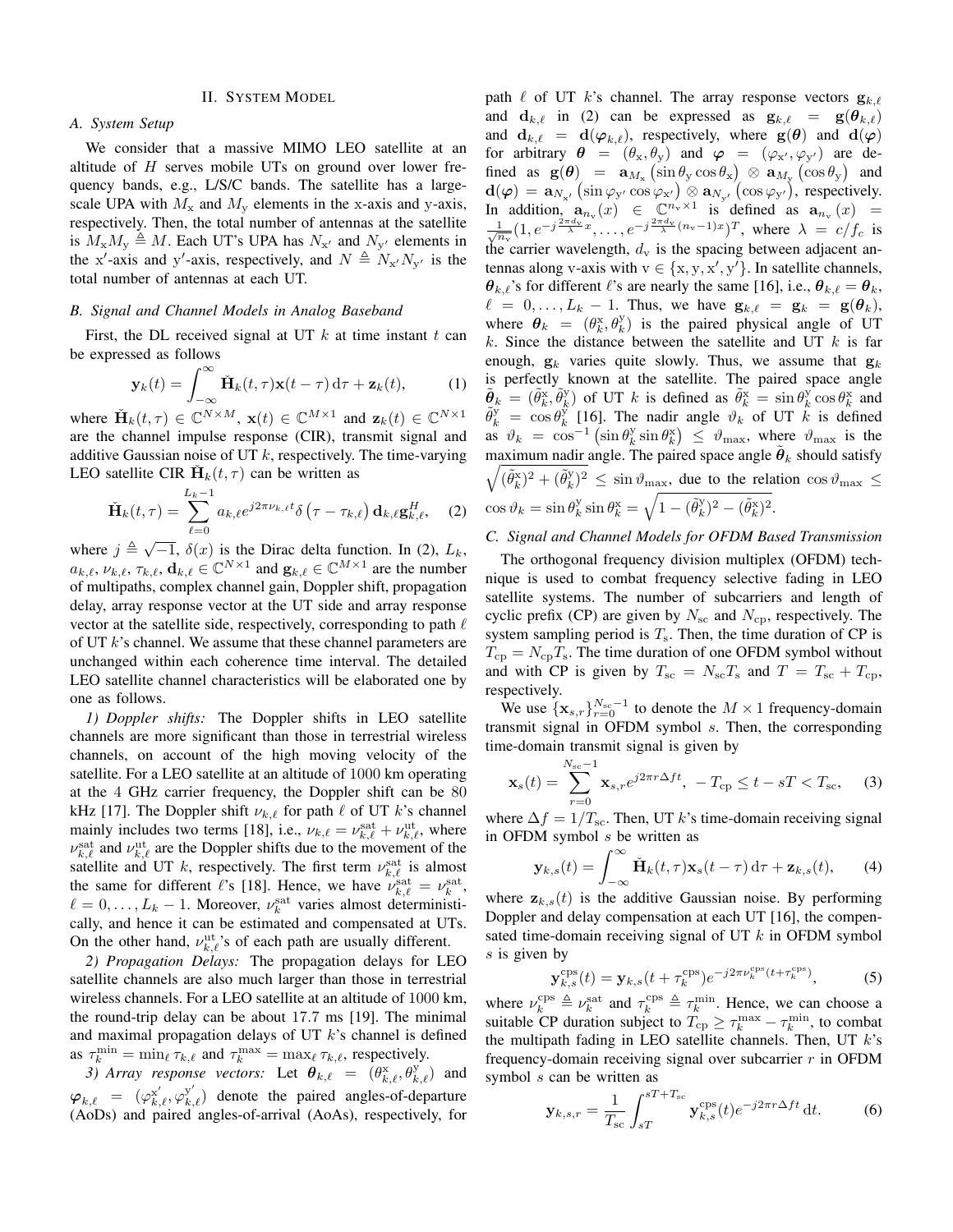## II. System Model

### A. System Setup

We consider that a massive MIMO LEO satellite at an altitude of $H$ serves mobile UTs on ground over lower frequency bands, e.g., L/S/C bands. The satellite has a large-scale UPA with $M_{\mathrm{x}}$ and $M_{\mathrm{y}}$ elements in the x-axis and y-axis, respectively. Then, the total number of antennas at the satellite is $M_{\mathrm{x}}M_{\mathrm{y}} \triangleq M$. Each UT's UPA has $N_{\mathrm{x}'}$ and $N_{\mathrm{y}'}$ elements in the x$'$-axis and y$'$-axis, respectively, and $N \triangleq N_{\mathrm{x}'}N_{\mathrm{y}'}$ is the total number of antennas at each UT.

### B. Signal and Channel Models in Analog Baseband

First, the DL received signal at UT $k$ at time instant $t$ can be expressed as follows

$$\mathbf{y}_k(t) = \int_{-\infty}^{\infty} \check{\mathbf{H}}_k(t,\tau)\mathbf{x}(t-\tau)\,\mathrm{d}\tau + \mathbf{z}_k(t), \tag{1}$$

where $\check{\mathbf{H}}_k(t,\tau) \in \mathbb{C}^{N\times M}$, $\mathbf{x}(t) \in \mathbb{C}^{M\times 1}$ and $\mathbf{z}_k(t) \in \mathbb{C}^{N\times 1}$ are the channel impulse response (CIR), transmit signal and additive Gaussian noise of UT $k$, respectively. The time-varying LEO satellite CIR $\check{\mathbf{H}}_k(t,\tau)$ can be written as

$$\check{\mathbf{H}}_k(t,\tau) = \sum_{\ell=0}^{L_k-1} a_{k,\ell}e^{j2\pi\nu_{k,\ell}t}\delta\left(\tau-\tau_{k,\ell}\right)\mathbf{d}_{k,\ell}\mathbf{g}_{k,\ell}^H, \tag{2}$$

where $j \triangleq \sqrt{-1}$, $\delta(x)$ is the Dirac delta function. In (2), $L_k$, $a_{k,\ell}$, $\nu_{k,\ell}$, $\tau_{k,\ell}$, $\mathbf{d}_{k,\ell} \in \mathbb{C}^{N\times 1}$ and $\mathbf{g}_{k,\ell} \in \mathbb{C}^{M\times 1}$ are the number of multipaths, complex channel gain, Doppler shift, propagation delay, array response vector at the UT side and array response vector at the satellite side, respectively, corresponding to path $\ell$ of UT $k$'s channel. We assume that these channel parameters are unchanged within each coherence time interval. The detailed LEO satellite channel characteristics will be elaborated one by one as follows.

*1) Doppler shifts:* The Doppler shifts in LEO satellite channels are more significant than those in terrestrial wireless channels, on account of the high moving velocity of the satellite. For a LEO satellite at an altitude of 1000 km operating at the 4 GHz carrier frequency, the Doppler shift can be 80 kHz [17]. The Doppler shift $\nu_{k,\ell}$ for path $\ell$ of UT $k$'s channel mainly includes two terms [18], i.e., $\nu_{k,\ell} = \nu_{k,\ell}^{\mathrm{sat}} + \nu_{k,\ell}^{\mathrm{ut}}$, where $\nu_{k,\ell}^{\mathrm{sat}}$ and $\nu_{k,\ell}^{\mathrm{ut}}$ are the Doppler shifts due to the movement of the satellite and UT $k$, respectively. The first term $\nu_{k,\ell}^{\mathrm{sat}}$ is almost the same for different $\ell$'s [18]. Hence, we have $\nu_{k,\ell}^{\mathrm{sat}} = \nu_k^{\mathrm{sat}}$, $\ell = 0,\dots,L_k-1$. Moreover, $\nu_k^{\mathrm{sat}}$ varies almost deterministically, and hence it can be estimated and compensated at UTs. On the other hand, $\nu_{k,\ell}^{\mathrm{ut}}$'s of each path are usually different.

*2) Propagation Delays:* The propagation delays for LEO satellite channels are also much larger than those in terrestrial wireless channels. For a LEO satellite at an altitude of 1000 km, the round-trip delay can be about 17.7 ms [19]. The minimal and maximal propagation delays of UT $k$'s channel is defined as $\tau_k^{\min} = \min_\ell \tau_{k,\ell}$ and $\tau_k^{\max} = \max_\ell \tau_{k,\ell}$, respectively.

*3) Array response vectors:* Let $\boldsymbol{\theta}_{k,\ell} = (\theta_{k,\ell}^{\mathrm{x}}, \theta_{k,\ell}^{\mathrm{y}})$ and $\boldsymbol{\varphi}_{k,\ell} = (\varphi_{k,\ell}^{\mathrm{x}'}, \varphi_{k,\ell}^{\mathrm{y}'})$ denote the paired angles-of-departure (AoDs) and paired angles-of-arrival (AoAs), respectively, for path $\ell$ of UT $k$'s channel. The array response vectors $\mathbf{g}_{k,\ell}$ and $\mathbf{d}_{k,\ell}$ in (2) can be expressed as $\mathbf{g}_{k,\ell} = \mathbf{g}(\boldsymbol{\theta}_{k,\ell})$ and $\mathbf{d}_{k,\ell} = \mathbf{d}(\boldsymbol{\varphi}_{k,\ell})$, respectively, where $\mathbf{g}(\boldsymbol{\theta})$ and $\mathbf{d}(\boldsymbol{\varphi})$ for arbitrary $\boldsymbol{\theta} = (\theta_{\mathrm{x}}, \theta_{\mathrm{y}})$ and $\boldsymbol{\varphi} = (\varphi_{\mathrm{x}'}, \varphi_{\mathrm{y}'})$ are defined as $\mathbf{g}(\boldsymbol{\theta}) = \mathbf{a}_{M_{\mathrm{x}}}\left(\sin\theta_{\mathrm{y}}\cos\theta_{\mathrm{x}}\right) \otimes \mathbf{a}_{M_{\mathrm{y}}}\left(\cos\theta_{\mathrm{y}}\right)$ and $\mathbf{d}(\boldsymbol{\varphi}) = \mathbf{a}_{N_{\mathrm{x}'}}\left(\sin\varphi_{\mathrm{y}'}\cos\varphi_{\mathrm{x}'}\right) \otimes \mathbf{a}_{N_{\mathrm{y}'}}\left(\cos\varphi_{\mathrm{y}'}\right)$, respectively. In addition, $\mathbf{a}_{n_{\mathrm{v}}}(x) \in \mathbb{C}^{n_{\mathrm{v}}\times 1}$ is defined as $\mathbf{a}_{n_{\mathrm{v}}}(x) = \frac{1}{\sqrt{n_{\mathrm{v}}}}(1, e^{-j\frac{2\pi d_{\mathrm{v}}}{\lambda}x}, \dots, e^{-j\frac{2\pi d_{\mathrm{v}}}{\lambda}(n_{\mathrm{v}}-1)x})^T$, where $\lambda = c/f_c$ is the carrier wavelength, $d_{\mathrm{v}}$ is the spacing between adjacent antennas along v-axis with $\mathrm{v} \in \{\mathrm{x},\mathrm{y},\mathrm{x}',\mathrm{y}'\}$. In satellite channels, $\boldsymbol{\theta}_{k,\ell}$'s for different $\ell$'s are nearly the same [16], i.e., $\boldsymbol{\theta}_{k,\ell} = \boldsymbol{\theta}_k$, $\ell = 0,\dots,L_k-1$. Thus, we have $\mathbf{g}_{k,\ell} = \mathbf{g}_k = \mathbf{g}(\boldsymbol{\theta}_k)$, where $\boldsymbol{\theta}_k = (\theta_k^{\mathrm{x}}, \theta_k^{\mathrm{y}})$ is the paired physical angle of UT $k$. Since the distance between the satellite and UT $k$ is far enough, $\mathbf{g}_k$ varies quite slowly. Thus, we assume that $\mathbf{g}_k$ is perfectly known at the satellite. The paired space angle $\tilde{\boldsymbol{\theta}}_k = (\tilde{\theta}_k^{\mathrm{x}}, \tilde{\theta}_k^{\mathrm{y}})$ of UT $k$ is defined as $\tilde{\theta}_k^{\mathrm{x}} = \sin\theta_k^{\mathrm{y}}\cos\theta_k^{\mathrm{x}}$ and $\tilde{\theta}_k^{\mathrm{y}} = \cos\theta_k^{\mathrm{y}}$ [16]. The nadir angle $\vartheta_k$ of UT $k$ is defined as $\vartheta_k = \cos^{-1}\left(\sin\theta_k^{\mathrm{y}}\sin\theta_k^{\mathrm{x}}\right) \le \vartheta_{\max}$, where $\vartheta_{\max}$ is the maximum nadir angle. The paired space angle $\tilde{\boldsymbol{\theta}}_k$ should satisfy $\sqrt{(\tilde{\theta}_k^{\mathrm{x}})^2 + (\tilde{\theta}_k^{\mathrm{y}})^2} \le \sin\vartheta_{\max}$, due to the relation $\cos\vartheta_{\max} \le \cos\vartheta_k = \sin\theta_k^{\mathrm{y}}\sin\theta_k^{\mathrm{x}} = \sqrt{1-(\tilde{\theta}_k^{\mathrm{y}})^2-(\tilde{\theta}_k^{\mathrm{x}})^2}$.

### C. Signal and Channel Models for OFDM Based Transmission

The orthogonal frequency division multiplex (OFDM) technique is used to combat frequency selective fading in LEO satellite systems. The number of subcarriers and length of cyclic prefix (CP) are given by $N_{\mathrm{sc}}$ and $N_{\mathrm{cp}}$, respectively. The system sampling period is $T_{\mathrm{s}}$. Then, the time duration of CP is $T_{\mathrm{cp}} = N_{\mathrm{cp}}T_{\mathrm{s}}$. The time duration of one OFDM symbol without and with CP is given by $T_{\mathrm{sc}} = N_{\mathrm{sc}}T_{\mathrm{s}}$ and $T = T_{\mathrm{sc}} + T_{\mathrm{cp}}$, respectively.

We use $\{\mathbf{x}_{s,r}\}_{r=0}^{N_{\mathrm{sc}}-1}$ to denote the $M\times 1$ frequency-domain transmit signal in OFDM symbol $s$. Then, the corresponding time-domain transmit signal is given by

$$\mathbf{x}_s(t) = \sum_{r=0}^{N_{\mathrm{sc}}-1} \mathbf{x}_{s,r}e^{j2\pi r\Delta f t},\ -T_{\mathrm{cp}} \le t - sT < T_{\mathrm{sc}}, \tag{3}$$

where $\Delta f = 1/T_{\mathrm{sc}}$. Then, UT $k$'s time-domain receiving signal in OFDM symbol $s$ be written as

$$\mathbf{y}_{k,s}(t) = \int_{-\infty}^{\infty} \check{\mathbf{H}}_k(t,\tau)\mathbf{x}_s(t-\tau)\,\mathrm{d}\tau + \mathbf{z}_{k,s}(t), \tag{4}$$

where $\mathbf{z}_{k,s}(t)$ is the additive Gaussian noise. By performing Doppler and delay compensation at each UT [16], the compensated time-domain receiving signal of UT $k$ in OFDM symbol $s$ is given by

$$\mathbf{y}_{k,s}^{\mathrm{cps}}(t) = \mathbf{y}_{k,s}(t+\tau_k^{\mathrm{cps}})e^{-j2\pi\nu_k^{\mathrm{cps}}(t+\tau_k^{\mathrm{cps}})}, \tag{5}$$

where $\nu_k^{\mathrm{cps}} \triangleq \nu_k^{\mathrm{sat}}$ and $\tau_k^{\mathrm{cps}} \triangleq \tau_k^{\min}$. Hence, we can choose a suitable CP duration subject to $T_{\mathrm{cp}} \ge \tau_k^{\max} - \tau_k^{\min}$, to combat the multipath fading in LEO satellite channels. Then, UT $k$'s frequency-domain receiving signal over subcarrier $r$ in OFDM symbol $s$ can be written as

$$\mathbf{y}_{k,s,r} = \frac{1}{T_{\mathrm{sc}}}\int_{sT}^{sT+T_{\mathrm{sc}}} \mathbf{y}_{k,s}^{\mathrm{cps}}(t)e^{-j2\pi r\Delta f t}\,\mathrm{d}t. \tag{6}$$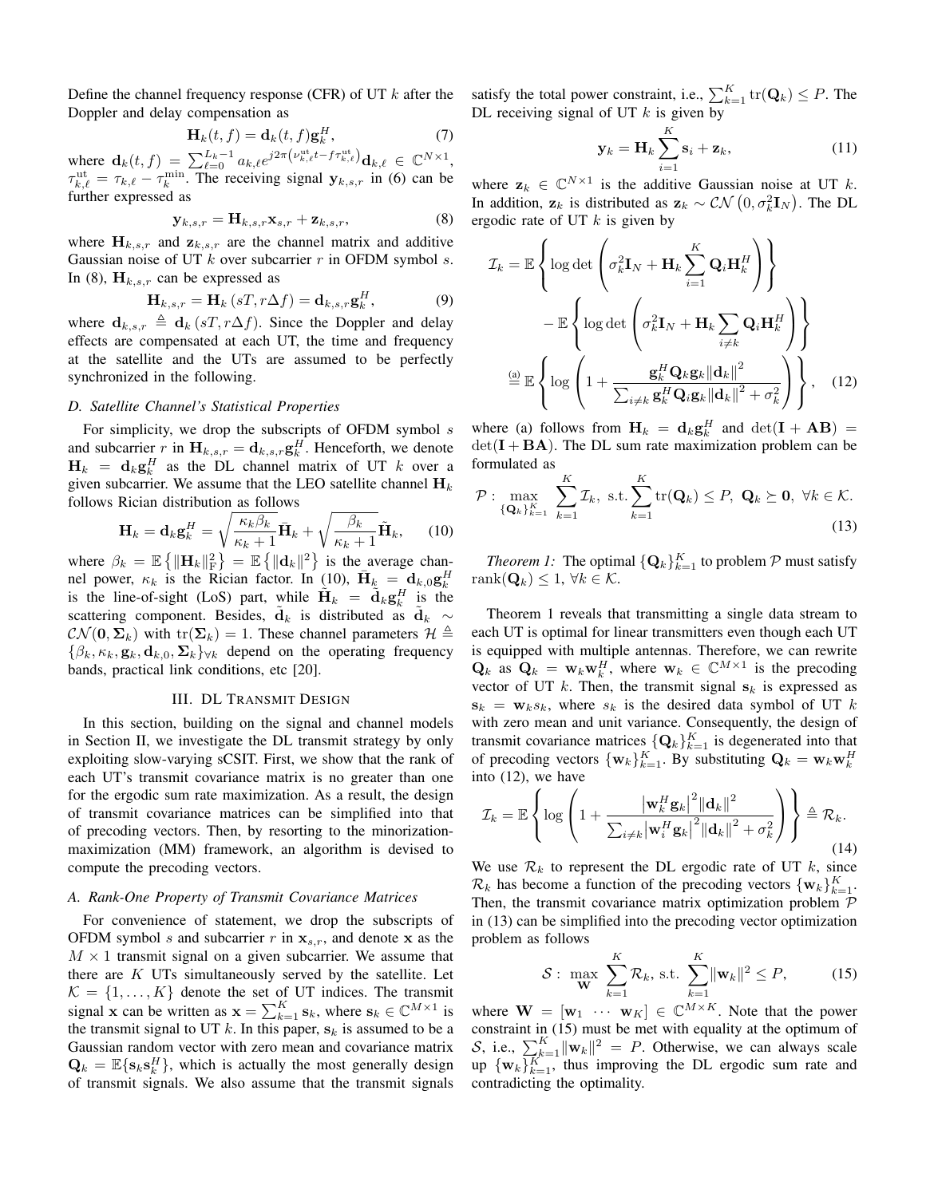Define the channel frequency response (CFR) of UT $k$ after the Doppler and delay compensation as

$$\mathbf{H}_k(t,f) = \mathbf{d}_k(t,f)\mathbf{g}_k^H, \tag{7}$$

where $\mathbf{d}_k(t,f) = \sum_{\ell=0}^{L_k-1} a_{k,\ell} e^{j2\pi\left(\nu_{k,\ell}^{\mathrm{ut}} t - f\tau_{k,\ell}^{\mathrm{ut}}\right)} \mathbf{d}_{k,\ell} \in \mathbb{C}^{N\times 1}$, $\tau_{k,\ell}^{\mathrm{ut}} = \tau_{k,\ell} - \tau_k^{\min}$. The receiving signal $\mathbf{y}_{k,s,r}$ in (6) can be further expressed as

$$\mathbf{y}_{k,s,r} = \mathbf{H}_{k,s,r}\mathbf{x}_{s,r} + \mathbf{z}_{k,s,r}, \tag{8}$$

where $\mathbf{H}_{k,s,r}$ and $\mathbf{z}_{k,s,r}$ are the channel matrix and additive Gaussian noise of UT $k$ over subcarrier $r$ in OFDM symbol $s$. In (8), $\mathbf{H}_{k,s,r}$ can be expressed as

$$\mathbf{H}_{k,s,r} = \mathbf{H}_k\left(sT, r\Delta f\right) = \mathbf{d}_{k,s,r}\mathbf{g}_k^H, \tag{9}$$

where $\mathbf{d}_{k,s,r} \triangleq \mathbf{d}_k\left(sT, r\Delta f\right)$. Since the Doppler and delay effects are compensated at each UT, the time and frequency at the satellite and the UTs are assumed to be perfectly synchronized in the following.

### D. Satellite Channel's Statistical Properties

For simplicity, we drop the subscripts of OFDM symbol $s$ and subcarrier $r$ in $\mathbf{H}_{k,s,r} = \mathbf{d}_{k,s,r}\mathbf{g}_k^H$. Henceforth, we denote $\mathbf{H}_k = \mathbf{d}_k\mathbf{g}_k^H$ as the DL channel matrix of UT $k$ over a given subcarrier. We assume that the LEO satellite channel $\mathbf{H}_k$ follows Rician distribution as follows

$$\mathbf{H}_k = \mathbf{d}_k\mathbf{g}_k^H = \sqrt{\frac{\kappa_k\beta_k}{\kappa_k+1}}\bar{\mathbf{H}}_k + \sqrt{\frac{\beta_k}{\kappa_k+1}}\tilde{\mathbf{H}}_k, \tag{10}$$

where $\beta_k = \mathbb{E}\left\{\|\mathbf{H}_k\|_{\mathrm{F}}^2\right\} = \mathbb{E}\left\{\|\mathbf{d}_k\|^2\right\}$ is the average channel power, $\kappa_k$ is the Rician factor. In (10), $\bar{\mathbf{H}}_k = \mathbf{d}_{k,0}\mathbf{g}_k^H$ is the line-of-sight (LoS) part, while $\tilde{\mathbf{H}}_k = \tilde{\mathbf{d}}_k\mathbf{g}_k^H$ is the scattering component. Besides, $\tilde{\mathbf{d}}_k$ is distributed as $\tilde{\mathbf{d}}_k \sim \mathcal{CN}(\mathbf{0}, \mathbf{\Sigma}_k)$ with $\mathrm{tr}(\mathbf{\Sigma}_k) = 1$. These channel parameters $\mathcal{H} \triangleq \{\beta_k, \kappa_k, \mathbf{g}_k, \mathbf{d}_{k,0}, \mathbf{\Sigma}_k\}_{\forall k}$ depend on the operating frequency bands, practical link conditions, etc [20].

## III. DL Transmit Design

In this section, building on the signal and channel models in Section II, we investigate the DL transmit strategy by only exploiting slow-varying sCSIT. First, we show that the rank of each UT's transmit covariance matrix is no greater than one for the ergodic sum rate maximization. As a result, the design of transmit covariance matrices can be simplified into that of precoding vectors. Then, by resorting to the minorization-maximization (MM) framework, an algorithm is devised to compute the precoding vectors.

### A. Rank-One Property of Transmit Covariance Matrices

For convenience of statement, we drop the subscripts of OFDM symbol $s$ and subcarrier $r$ in $\mathbf{x}_{s,r}$, and denote $\mathbf{x}$ as the $M\times 1$ transmit signal on a given subcarrier. We assume that there are $K$ UTs simultaneously served by the satellite. Let $\mathcal{K} = \{1,\ldots,K\}$ denote the set of UT indices. The transmit signal $\mathbf{x}$ can be written as $\mathbf{x} = \sum_{k=1}^K \mathbf{s}_k$, where $\mathbf{s}_k \in \mathbb{C}^{M\times 1}$ is the transmit signal to UT $k$. In this paper, $\mathbf{s}_k$ is assumed to be a Gaussian random vector with zero mean and covariance matrix $\mathbf{Q}_k = \mathbb{E}\{\mathbf{s}_k\mathbf{s}_k^H\}$, which is actually the most generally design of transmit signals. We also assume that the transmit signals satisfy the total power constraint, i.e., $\sum_{k=1}^K \mathrm{tr}(\mathbf{Q}_k) \le P$. The DL receiving signal of UT $k$ is given by

$$\mathbf{y}_k = \mathbf{H}_k\sum_{i=1}^K \mathbf{s}_i + \mathbf{z}_k, \tag{11}$$

where $\mathbf{z}_k \in \mathbb{C}^{N\times 1}$ is the additive Gaussian noise at UT $k$. In addition, $\mathbf{z}_k$ is distributed as $\mathbf{z}_k \sim \mathcal{CN}\left(0, \sigma_k^2\mathbf{I}_N\right)$. The DL ergodic rate of UT $k$ is given by

$$\begin{aligned}
\mathcal{I}_k &= \mathbb{E}\left\{\log\det\left(\sigma_k^2\mathbf{I}_N + \mathbf{H}_k\sum_{i=1}^K \mathbf{Q}_i\mathbf{H}_k^H\right)\right\} \\
&\quad - \mathbb{E}\left\{\log\det\left(\sigma_k^2\mathbf{I}_N + \mathbf{H}_k\sum_{i\neq k}\mathbf{Q}_i\mathbf{H}_k^H\right)\right\} \\
&\overset{\text{(a)}}{=} \mathbb{E}\left\{\log\left(1 + \frac{\mathbf{g}_k^H\mathbf{Q}_k\mathbf{g}_k\|\mathbf{d}_k\|^2}{\sum_{i\neq k}\mathbf{g}_k^H\mathbf{Q}_i\mathbf{g}_k\|\mathbf{d}_k\|^2 + \sigma_k^2}\right)\right\},
\end{aligned} \tag{12}$$

where (a) follows from $\mathbf{H}_k = \mathbf{d}_k\mathbf{g}_k^H$ and $\det(\mathbf{I} + \mathbf{AB}) = \det(\mathbf{I} + \mathbf{BA})$. The DL sum rate maximization problem can be formulated as

$$\mathcal{P}: \max_{\{\mathbf{Q}_k\}_{k=1}^K} \sum_{k=1}^K \mathcal{I}_k, \ \text{s.t.} \sum_{k=1}^K \mathrm{tr}(\mathbf{Q}_k) \le P, \ \mathbf{Q}_k \succeq \mathbf{0}, \ \forall k \in \mathcal{K}. \tag{13}$$

*Theorem 1:* The optimal $\{\mathbf{Q}_k\}_{k=1}^K$ to problem $\mathcal{P}$ must satisfy $\mathrm{rank}(\mathbf{Q}_k) \le 1$, $\forall k \in \mathcal{K}$.

Theorem 1 reveals that transmitting a single data stream to each UT is optimal for linear transmitters even though each UT is equipped with multiple antennas. Therefore, we can rewrite $\mathbf{Q}_k$ as $\mathbf{Q}_k = \mathbf{w}_k\mathbf{w}_k^H$, where $\mathbf{w}_k \in \mathbb{C}^{M\times 1}$ is the precoding vector of UT $k$. Then, the transmit signal $\mathbf{s}_k$ is expressed as $\mathbf{s}_k = \mathbf{w}_k s_k$, where $s_k$ is the desired data symbol of UT $k$ with zero mean and unit variance. Consequently, the design of transmit covariance matrices $\{\mathbf{Q}_k\}_{k=1}^K$ is degenerated into that of precoding vectors $\{\mathbf{w}_k\}_{k=1}^K$. By substituting $\mathbf{Q}_k = \mathbf{w}_k\mathbf{w}_k^H$ into (12), we have

$$\mathcal{I}_k = \mathbb{E}\left\{\log\left(1 + \frac{\left|\mathbf{w}_k^H\mathbf{g}_k\right|^2\|\mathbf{d}_k\|^2}{\sum_{i\neq k}\left|\mathbf{w}_i^H\mathbf{g}_k\right|^2\|\mathbf{d}_k\|^2 + \sigma_k^2}\right)\right\} \triangleq \mathcal{R}_k. \tag{14}$$

We use $\mathcal{R}_k$ to represent the DL ergodic rate of UT $k$, since $\mathcal{R}_k$ has become a function of the precoding vectors $\{\mathbf{w}_k\}_{k=1}^K$. Then, the transmit covariance matrix optimization problem $\mathcal{P}$ in (13) can be simplified into the precoding vector optimization problem as follows

$$\mathcal{S}: \max_{\mathbf{W}} \sum_{k=1}^K \mathcal{R}_k, \ \text{s.t.} \sum_{k=1}^K \|\mathbf{w}_k\|^2 \le P, \tag{15}$$

where $\mathbf{W} = [\mathbf{w}_1 \ \cdots \ \mathbf{w}_K] \in \mathbb{C}^{M\times K}$. Note that the power constraint in (15) must be met with equality at the optimum of $\mathcal{S}$, i.e., $\sum_{k=1}^K \|\mathbf{w}_k\|^2 = P$. Otherwise, we can always scale up $\{\mathbf{w}_k\}_{k=1}^K$, thus improving the DL ergodic sum rate and contradicting the optimality.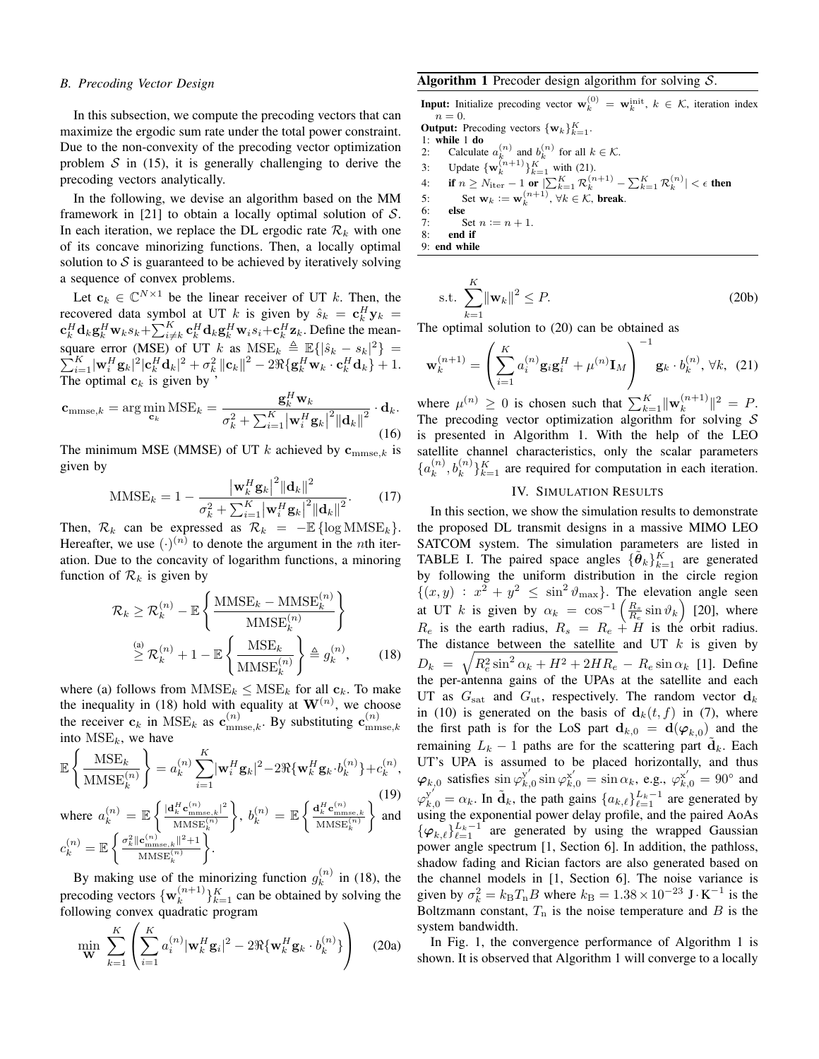### B. Precoding Vector Design

In this subsection, we compute the precoding vectors that can maximize the ergodic sum rate under the total power constraint. Due to the non-convexity of the precoding vector optimization problem $\mathcal{S}$ in (15), it is generally challenging to derive the precoding vectors analytically.

In the following, we devise an algorithm based on the MM framework in [21] to obtain a locally optimal solution of $\mathcal{S}$. In each iteration, we replace the DL ergodic rate $\mathcal{R}_k$ with one of its concave minorizing functions. Then, a locally optimal solution to $\mathcal{S}$ is guaranteed to be achieved by iteratively solving a sequence of convex problems.

Let $\mathbf{c}_k \in \mathbb{C}^{N\times 1}$ be the linear receiver of UT $k$. Then, the recovered data symbol at UT $k$ is given by $\hat{s}_k = \mathbf{c}_k^H \mathbf{y}_k = \mathbf{c}_k^H \mathbf{d}_k \mathbf{g}_k^H \mathbf{w}_k s_k + \sum_{i\neq k}^K \mathbf{c}_k^H \mathbf{d}_k \mathbf{g}_k^H \mathbf{w}_i s_i + \mathbf{c}_k^H \mathbf{z}_k$. Define the mean-square error (MSE) of UT $k$ as $\mathrm{MSE}_k \triangleq \mathbb{E}\{|\hat{s}_k - s_k|^2\} = \sum_{i=1}^K |\mathbf{w}_i^H \mathbf{g}_k|^2 |\mathbf{c}_k^H \mathbf{d}_k|^2 + \sigma_k^2 \|\mathbf{c}_k\|^2 - 2\Re\{\mathbf{g}_k^H \mathbf{w}_k \cdot \mathbf{c}_k^H \mathbf{d}_k\} + 1$. The optimal $\mathbf{c}_k$ is given by

$$\mathbf{c}_{\mathrm{mmse},k} = \arg\min_{\mathbf{c}_k} \mathrm{MSE}_k = \frac{\mathbf{g}_k^H \mathbf{w}_k}{\sigma_k^2 + \sum_{i=1}^K |\mathbf{w}_i^H \mathbf{g}_k|^2 \|\mathbf{d}_k\|^2} \cdot \mathbf{d}_k. \tag{16}$$

The minimum MSE (MMSE) of UT $k$ achieved by $\mathbf{c}_{\mathrm{mmse},k}$ is given by

$$\mathrm{MMSE}_k = 1 - \frac{|\mathbf{w}_k^H \mathbf{g}_k|^2 \|\mathbf{d}_k\|^2}{\sigma_k^2 + \sum_{i=1}^K |\mathbf{w}_i^H \mathbf{g}_k|^2 \|\mathbf{d}_k\|^2}. \tag{17}$$

Then, $\mathcal{R}_k$ can be expressed as $\mathcal{R}_k = -\mathbb{E}\{\log \mathrm{MMSE}_k\}$. Hereafter, we use $(\cdot)^{(n)}$ to denote the argument in the $n$th iteration. Due to the concavity of logarithm functions, a minoring function of $\mathcal{R}_k$ is given by

$$\begin{aligned}\mathcal{R}_k &\geq \mathcal{R}_k^{(n)} - \mathbb{E}\left\{\frac{\mathrm{MMSE}_k - \mathrm{MMSE}_k^{(n)}}{\mathrm{MMSE}_k^{(n)}}\right\} \\ &\overset{\text{(a)}}{\geq} \mathcal{R}_k^{(n)} + 1 - \mathbb{E}\left\{\frac{\mathrm{MSE}_k}{\mathrm{MMSE}_k^{(n)}}\right\} \triangleq g_k^{(n)},\end{aligned} \tag{18}$$

where (a) follows from $\mathrm{MMSE}_k \leq \mathrm{MSE}_k$ for all $\mathbf{c}_k$. To make the inequality in (18) hold with equality at $\mathbf{W}^{(n)}$, we choose the receiver $\mathbf{c}_k$ in $\mathrm{MSE}_k$ as $\mathbf{c}_{\mathrm{mmse},k}^{(n)}$. By substituting $\mathbf{c}_{\mathrm{mmse},k}^{(n)}$ into $\mathrm{MSE}_k$, we have

$$\mathbb{E}\left\{\frac{\mathrm{MSE}_k}{\mathrm{MMSE}_k^{(n)}}\right\} = a_k^{(n)} \sum_{i=1}^K |\mathbf{w}_i^H \mathbf{g}_k|^2 - 2\Re\{\mathbf{w}_k^H \mathbf{g}_k \cdot b_k^{(n)}\} + c_k^{(n)}, \tag{19}$$

where $a_k^{(n)} = \mathbb{E}\left\{\frac{|\mathbf{d}_k^H \mathbf{c}_{\mathrm{mmse},k}^{(n)}|^2}{\mathrm{MMSE}_k^{(n)}}\right\}$, $b_k^{(n)} = \mathbb{E}\left\{\frac{\mathbf{d}_k^H \mathbf{c}_{\mathrm{mmse},k}^{(n)}}{\mathrm{MMSE}_k^{(n)}}\right\}$ and $c_k^{(n)} = \mathbb{E}\left\{\frac{\sigma_k^2 \|\mathbf{c}_{\mathrm{mmse},k}^{(n)}\|^2 + 1}{\mathrm{MMSE}_k^{(n)}}\right\}$.

By making use of the minorizing function $g_k^{(n)}$ in (18), the precoding vectors $\{\mathbf{w}_k^{(n+1)}\}_{k=1}^K$ can be obtained by solving the following convex quadratic program

$$\min_{\mathbf{W}} \sum_{k=1}^K \left( \sum_{i=1}^K a_i^{(n)} |\mathbf{w}_k^H \mathbf{g}_i|^2 - 2\Re\{\mathbf{w}_k^H \mathbf{g}_k \cdot b_k^{(n)}\} \right) \tag{20a}$$

$$\text{s.t.} \sum_{k=1}^K \|\mathbf{w}_k\|^2 \leq P. \tag{20b}$$

The optimal solution to (20) can be obtained as

$$\mathbf{w}_k^{(n+1)} = \left( \sum_{i=1}^K a_i^{(n)} \mathbf{g}_i \mathbf{g}_i^H + \mu^{(n)} \mathbf{I}_M \right)^{-1} \mathbf{g}_k \cdot b_k^{(n)}, \ \forall k, \tag{21}$$

where $\mu^{(n)} \geq 0$ is chosen such that $\sum_{k=1}^K \|\mathbf{w}_k^{(n+1)}\|^2 = P$. The precoding vector optimization algorithm for solving $\mathcal{S}$ is presented in Algorithm 1. With the help of the LEO satellite channel characteristics, only the scalar parameters $\{a_k^{(n)}, b_k^{(n)}\}_{k=1}^K$ are required for computation in each iteration.

**Algorithm 1** Precoder design algorithm for solving $\mathcal{S}$.

**Input:** Initialize precoding vector $\mathbf{w}_k^{(0)} = \mathbf{w}_k^{\mathrm{init}}$, $k \in \mathcal{K}$, iteration index $n = 0$.
**Output:** Precoding vectors $\{\mathbf{w}_k\}_{k=1}^K$.
1: **while** 1 **do**
2: Calculate $a_k^{(n)}$ and $b_k^{(n)}$ for all $k \in \mathcal{K}$.
3: Update $\{\mathbf{w}_k^{(n+1)}\}_{k=1}^K$ with (21).
4: **if** $n \geq N_{\mathrm{iter}} - 1$ **or** $|\sum_{k=1}^K \mathcal{R}_k^{(n+1)} - \sum_{k=1}^K \mathcal{R}_k^{(n)}| < \epsilon$ **then**
5: Set $\mathbf{w}_k := \mathbf{w}_k^{(n+1)}$, $\forall k \in \mathcal{K}$, **break**.
6: **else**
7: Set $n := n + 1$.
8: **end if**
9: **end while**

## IV. Simulation Results

In this section, we show the simulation results to demonstrate the proposed DL transmit designs in a massive MIMO LEO SATCOM system. The simulation parameters are listed in TABLE I. The paired space angles $\{\tilde{\boldsymbol{\theta}}_k\}_{k=1}^K$ are generated by following the uniform distribution in the circle region $\{(x,y) : x^2 + y^2 \leq \sin^2 \vartheta_{\max}\}$. The elevation angle seen at UT $k$ is given by $\alpha_k = \cos^{-1}\left(\frac{R_s}{R_e}\sin\vartheta_k\right)$ [20], where $R_e$ is the earth radius, $R_s = R_e + H$ is the orbit radius. The distance between the satellite and UT $k$ is given by $D_k = \sqrt{R_e^2 \sin^2 \alpha_k + H^2 + 2HR_e} - R_e \sin\alpha_k$ [1]. Define the per-antenna gains of the UPAs at the satellite and each UT as $G_{\mathrm{sat}}$ and $G_{\mathrm{ut}}$, respectively. The random vector $\mathbf{d}_k$ in (10) is generated on the basis of $\mathbf{d}_k(t,f)$ in (7), where the first path is for the LoS part $\mathbf{d}_{k,0} = \mathbf{d}(\boldsymbol{\varphi}_{k,0})$ and the remaining $L_k - 1$ paths are for the scattering part $\tilde{\mathbf{d}}_k$. Each UT's UPA is assumed to be placed horizontally, and thus $\boldsymbol{\varphi}_{k,0}$ satisfies $\sin\varphi_{k,0}^{\mathrm{y}'} \sin\varphi_{k,0}^{\mathrm{x}'} = \sin\alpha_k$, e.g., $\varphi_{k,0}^{\mathrm{x}'} = 90^\circ$ and $\varphi_{k,0}^{\mathrm{y}'} = \alpha_k$. In $\tilde{\mathbf{d}}_k$, the path gains $\{a_{k,\ell}\}_{\ell=1}^{L_k-1}$ are generated by using the exponential power delay profile, and the paired AoAs $\{\boldsymbol{\varphi}_{k,\ell}\}_{\ell=1}^{L_k-1}$ are generated by using the wrapped Gaussian power angle spectrum [1, Section 6]. In addition, the pathloss, shadow fading and Rician factors are also generated based on the channel models in [1, Section 6]. The noise variance is given by $\sigma_k^2 = k_{\mathrm{B}} T_{\mathrm{n}} B$ where $k_{\mathrm{B}} = 1.38 \times 10^{-23}\ \mathrm{J}\cdot\mathrm{K}^{-1}$ is the Boltzmann constant, $T_{\mathrm{n}}$ is the noise temperature and $B$ is the system bandwidth.

In Fig. 1, the convergence performance of Algorithm 1 is shown. It is observed that Algorithm 1 will converge to a locally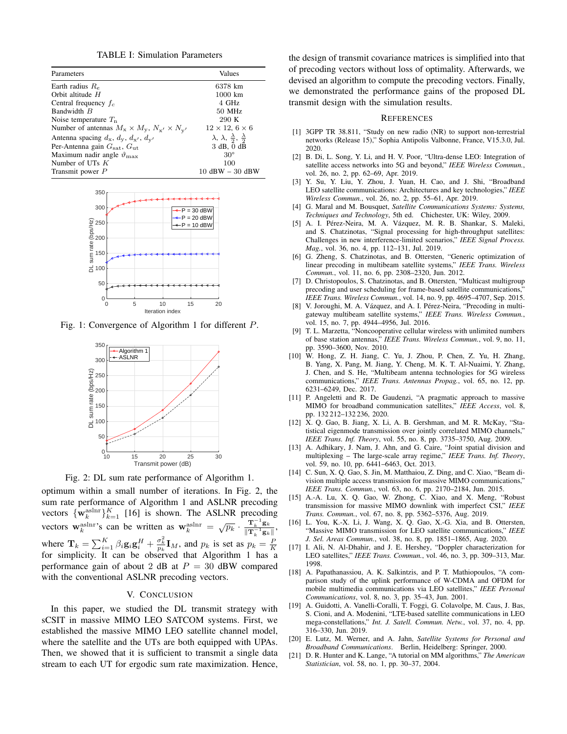TABLE I: Simulation Parameters

| Parameters | Values |
| --- | --- |
| Earth radius $R_e$ | 6378 km |
| Orbit altitude $H$ | 1000 km |
| Central frequency $f_c$ | 4 GHz |
| Bandwidth $B$ | 50 MHz |
| Noise temperature $T_n$ | 290 K |
| Number of antennas $M_x \times M_y$, $N_{x'} \times N_{y'}$ | $12 \times 12$, $6 \times 6$ |
| Antenna spacing $d_x$, $d_y$, $d_{x'}$, $d_{y'}$ | $\lambda$, $\lambda$, $\frac{\lambda}{2}$, $\frac{\lambda}{2}$ |
| Per-Antenna gain $G_{\text{sat}}$, $G_{\text{ut}}$ | 3 dB, 0 dB |
| Maximum nadir angle $\vartheta_{\max}$ | 30° |
| Number of UTs $K$ | 100 |
| Transmit power $P$ | 10 dBW – 30 dBW |

350
300
250
200
150
100
50
0
DL sum rate (bps/Hz)
0
5
10
15
20
Iteration index
P = 30 dBW
P = 20 dBW
P = 10 dBW

Fig. 1: Convergence of Algorithm 1 for different $P$.

350
300
250
200
150
100
50
0
DL sum rate (bps/Hz)
10
15
20
25
30
Transmit power (dB)
Algorithm 1
ASLNR

Fig. 2: DL sum rate performance of Algorithm 1.

optimum within a small number of iterations. In Fig. 2, the sum rate performance of Algorithm 1 and ASLNR precoding vectors $\{\mathbf{w}_k^{\text{aslnr}}\}_{k=1}^K$ [16] is shown. The ASLNR precoding vectors $\mathbf{w}_k^{\text{aslnr}}$'s can be written as $\mathbf{w}_k^{\text{aslnr}} = \sqrt{p_k} \cdot \frac{\mathbf{T}_k^{-1}\mathbf{g}_k}{\|\mathbf{T}_k^{-1}\mathbf{g}_k\|}$, where $\mathbf{T}_k = \sum_{i=1}^K \beta_i \mathbf{g}_i \mathbf{g}_i^H + \frac{\sigma_k^2}{p_k}\mathbf{I}_M$, and $p_k$ is set as $p_k = \frac{P}{K}$ for simplicity. It can be observed that Algorithm 1 has a performance gain of about 2 dB at $P = 30$ dBW compared with the conventional ASLNR precoding vectors.

## V. Conclusion

In this paper, we studied the DL transmit strategy with sCSIT in massive MIMO LEO SATCOM systems. First, we established the massive MIMO LEO satellite channel model, where the satellite and the UTs are both equipped with UPAs. Then, we showed that it is sufficient to transmit a single data stream to each UT for ergodic sum rate maximization. Hence, the design of transmit covariance matrices is simplified into that of precoding vectors without loss of optimality. Afterwards, we devised an algorithm to compute the precoding vectors. Finally, we demonstrated the performance gains of the proposed DL transmit design with the simulation results.

## References

[1] 3GPP TR 38.811, "Study on new radio (NR) to support non-terrestrial networks (Release 15)," Sophia Antipolis Valbonne, France, V15.3.0, Jul. 2020.

[2] B. Di, L. Song, Y. Li, and H. V. Poor, "Ultra-dense LEO: Integration of satellite access networks into 5G and beyond," *IEEE Wireless Commun.*, vol. 26, no. 2, pp. 62–69, Apr. 2019.

[3] Y. Su, Y. Liu, Y. Zhou, J. Yuan, H. Cao, and J. Shi, "Broadband LEO satellite communications: Architectures and key technologies," *IEEE Wireless Commun.*, vol. 26, no. 2, pp. 55–61, Apr. 2019.

[4] G. Maral and M. Bousquet, *Satellite Communications Systems: Systems, Techniques and Technology*, 5th ed. Chichester, UK: Wiley, 2009.

[5] A. I. Pérez-Neira, M. A. Vázquez, M. R. B. Shankar, S. Maleki, and S. Chatzinotas, "Signal processing for high-throughput satellites: Challenges in new interference-limited scenarios," *IEEE Signal Process. Mag.*, vol. 36, no. 4, pp. 112–131, Jul. 2019.

[6] G. Zheng, S. Chatzinotas, and B. Ottersten, "Generic optimization of linear precoding in multibeam satellite systems," *IEEE Trans. Wireless Commun.*, vol. 11, no. 6, pp. 2308–2320, Jun. 2012.

[7] D. Christopoulos, S. Chatzinotas, and B. Ottersten, "Multicast multigroup precoding and user scheduling for frame-based satellite communications," *IEEE Trans. Wireless Commun.*, vol. 14, no. 9, pp. 4695–4707, Sep. 2015.

[8] V. Joroughi, M. A. Vázquez, and A. I. Pérez-Neira, "Precoding in multi-gateway multibeam satellite systems," *IEEE Trans. Wireless Commun.*, vol. 15, no. 7, pp. 4944–4956, Jul. 2016.

[9] T. L. Marzetta, "Noncooperative cellular wireless with unlimited numbers of base station antennas," *IEEE Trans. Wireless Commun.*, vol. 9, no. 11, pp. 3590–3600, Nov. 2010.

[10] W. Hong, Z. H. Jiang, C. Yu, J. Zhou, P. Chen, Z. Yu, H. Zhang, B. Yang, X. Pang, M. Jiang, Y. Cheng, M. K. T. Al-Nuaimi, Y. Zhang, J. Chen, and S. He, "Multibeam antenna technologies for 5G wireless communications," *IEEE Trans. Antennas Propag.*, vol. 65, no. 12, pp. 6231–6249, Dec. 2017.

[11] P. Angeletti and R. De Gaudenzi, "A pragmatic approach to massive MIMO for broadband communication satellites," *IEEE Access*, vol. 8, pp. 132 212–132 236, 2020.

[12] X. Q. Gao, B. Jiang, X. Li, A. B. Gershman, and M. R. McKay, "Statistical eigenmode transmission over jointly correlated MIMO channels," *IEEE Trans. Inf. Theory*, vol. 55, no. 8, pp. 3735–3750, Aug. 2009.

[13] A. Adhikary, J. Nam, J. Ahn, and G. Caire, "Joint spatial division and multiplexing – The large-scale array regime," *IEEE Trans. Inf. Theory*, vol. 59, no. 10, pp. 6441–6463, Oct. 2013.

[14] C. Sun, X. Q. Gao, S. Jin, M. Matthaiou, Z. Ding, and C. Xiao, "Beam division multiple access transmission for massive MIMO communications," *IEEE Trans. Commun.*, vol. 63, no. 6, pp. 2170–2184, Jun. 2015.

[15] A.-A. Lu, X. Q. Gao, W. Zhong, C. Xiao, and X. Meng, "Robust transmission for massive MIMO downlink with imperfect CSI," *IEEE Trans. Commun.*, vol. 67, no. 8, pp. 5362–5376, Aug. 2019.

[16] L. You, K.-X. Li, J. Wang, X. Q. Gao, X.-G. Xia, and B. Ottersten, "Massive MIMO transmission for LEO satellite communications," *IEEE J. Sel. Areas Commun.*, vol. 38, no. 8, pp. 1851–1865, Aug. 2020.

[17] I. Ali, N. Al-Dhahir, and J. E. Hershey, "Doppler characterization for LEO satellites," *IEEE Trans. Commun.*, vol. 46, no. 3, pp. 309–313, Mar. 1998.

[18] A. Papathanassiou, A. K. Salkintzis, and P. T. Mathiopoulos, "A comparison study of the uplink performance of W-CDMA and OFDM for mobile multimedia communications via LEO satellites," *IEEE Personal Communications*, vol. 8, no. 3, pp. 35–43, Jun. 2001.

[19] A. Guidotti, A. Vanelli-Coralli, T. Foggi, G. Colavolpe, M. Caus, J. Bas, S. Cioni, and A. Modenini, "LTE-based satellite communications in LEO mega-constellations," *Int. J. Satell. Commun. Netw.*, vol. 37, no. 4, pp. 316–330, Jun. 2019.

[20] E. Lutz, M. Werner, and A. Jahn, *Satellite Systems for Personal and Broadband Communications*. Berlin, Heidelberg: Springer, 2000.

[21] D. R. Hunter and K. Lange, "A tutorial on MM algorithms," *The American Statistician*, vol. 58, no. 1, pp. 30–37, 2004.